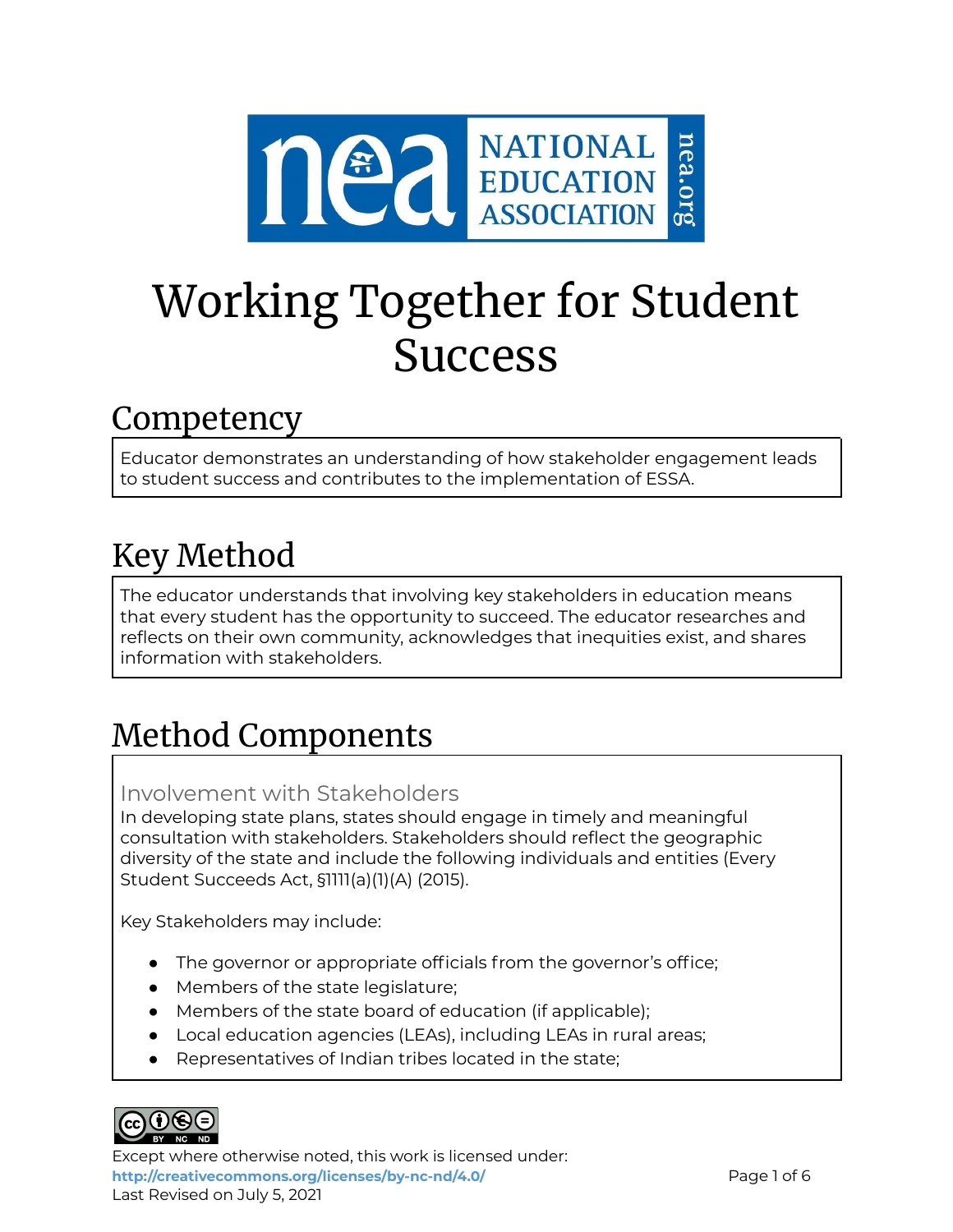# Working Together for Student Success

## Competency

Educator demonstrates an understanding of how stakeholder engagement leads to student success and contributes to the implementation of ESSA.

## Key Method

The educator understands that involving key stakeholders in education means that every student has the opportunity to succeed. The educator researches and reflects on their own community, acknowledges that inequities exist, and shares information with stakeholders.

## Method Components

### Involvement with Stakeholders

In developing state plans, states should engage in timely and meaningful consultation with stakeholders. Stakeholders should reflect the geographic diversity of the state and include the following individuals and entities (Every Student Succeeds Act, §1111(a)(1)(A) (2015).

Key Stakeholders may include:

- The governor or appropriate officials from the governor's office;
- Members of the state legislature;
- Members of the state board of education (if applicable);
- Local education agencies (LEAs), including LEAs in rural areas;
- Representatives of Indian tribes located in the state;

Except where otherwise noted, this work is licensed under:
http://creativecommons.org/licenses/by-nc-nd/4.0/
Last Revised on July 5, 2021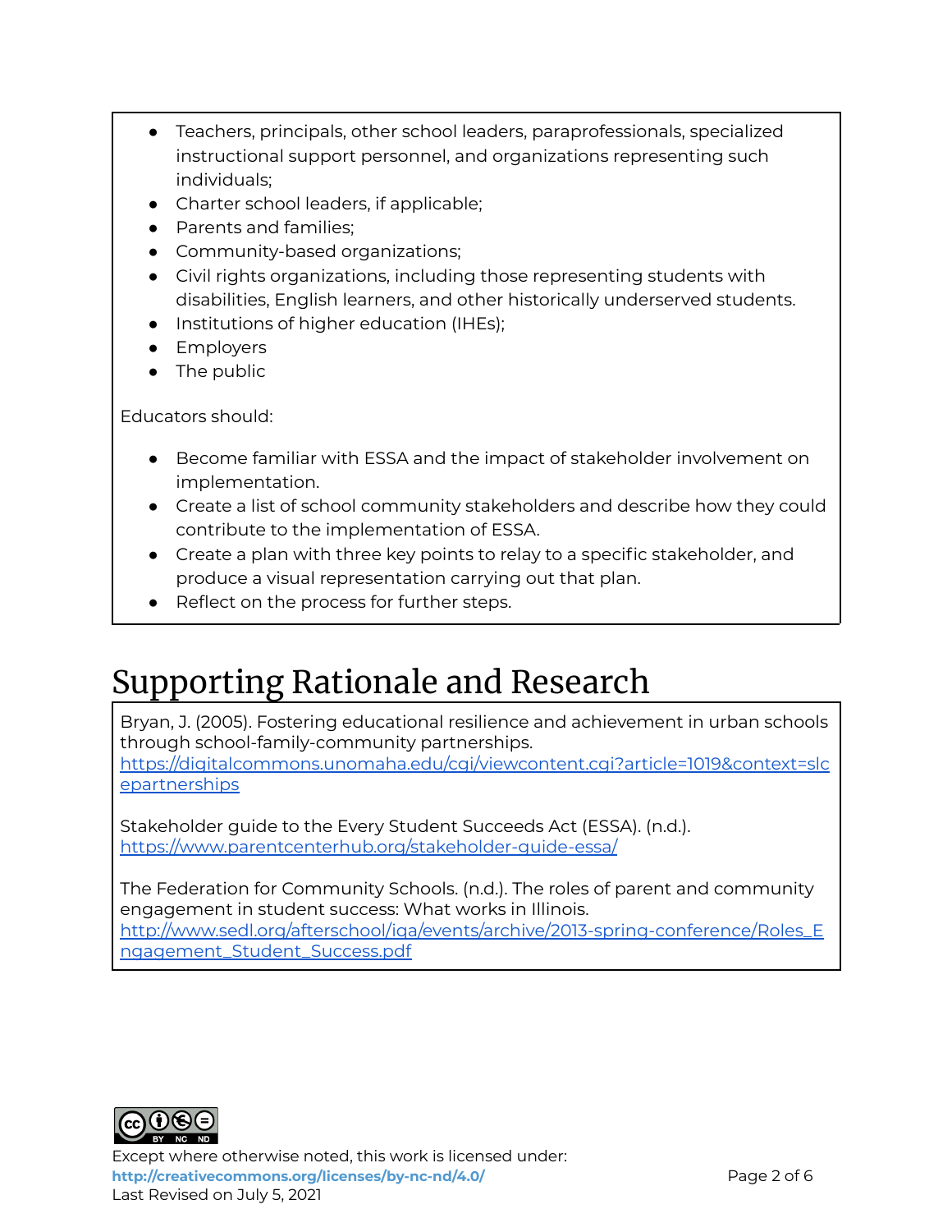- Teachers, principals, other school leaders, paraprofessionals, specialized instructional support personnel, and organizations representing such individuals;
- Charter school leaders, if applicable;
- Parents and families;
- Community-based organizations;
- Civil rights organizations, including those representing students with disabilities, English learners, and other historically underserved students.
- Institutions of higher education (IHEs);
- Employers
- The public

Educators should:

- Become familiar with ESSA and the impact of stakeholder involvement on implementation.
- Create a list of school community stakeholders and describe how they could contribute to the implementation of ESSA.
- Create a plan with three key points to relay to a specific stakeholder, and produce a visual representation carrying out that plan.
- Reflect on the process for further steps.

# Supporting Rationale and Research

Bryan, J. (2005). Fostering educational resilience and achievement in urban schools through school-family-community partnerships. https://digitalcommons.unomaha.edu/cgi/viewcontent.cgi?article=1019&context=slcepartnerships

Stakeholder guide to the Every Student Succeeds Act (ESSA). (n.d.). https://www.parentcenterhub.org/stakeholder-guide-essa/

The Federation for Community Schools. (n.d.). The roles of parent and community engagement in student success: What works in Illinois. http://www.sedl.org/afterschool/iqa/events/archive/2013-spring-conference/Roles_Engagement_Student_Success.pdf

Except where otherwise noted, this work is licensed under:
**http://creativecommons.org/licenses/by-nc-nd/4.0/**
Last Revised on July 5, 2021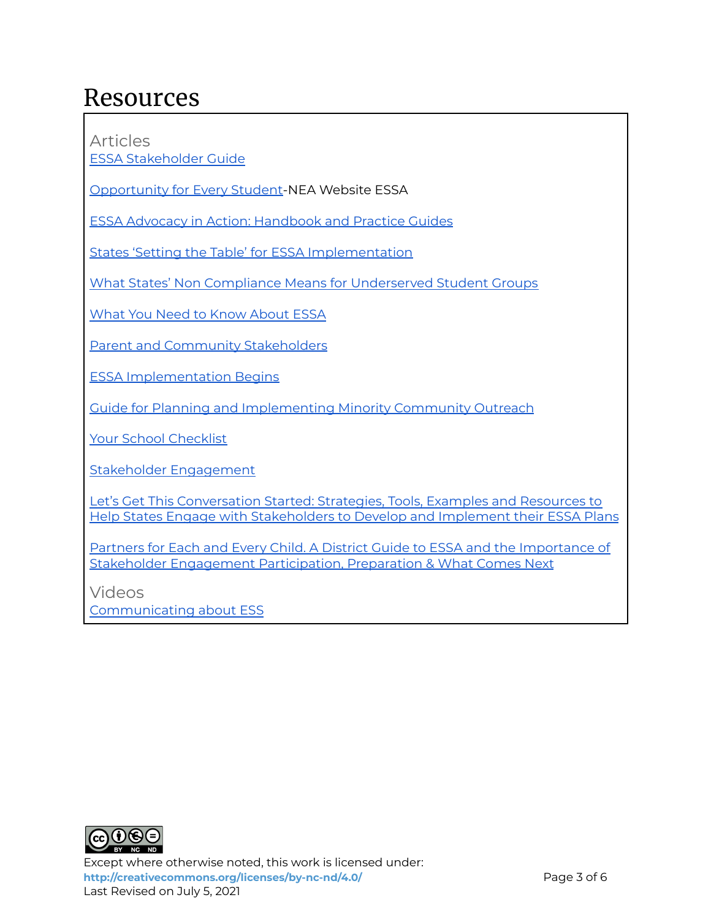# Resources

## Articles

ESSA Stakeholder Guide

Opportunity for Every Student-NEA Website ESSA

ESSA Advocacy in Action: Handbook and Practice Guides

States 'Setting the Table' for ESSA Implementation

What States' Non Compliance Means for Underserved Student Groups

What You Need to Know About ESSA

Parent and Community Stakeholders

ESSA Implementation Begins

Guide for Planning and Implementing Minority Community Outreach

Your School Checklist

Stakeholder Engagement

Let's Get This Conversation Started: Strategies, Tools, Examples and Resources to Help States Engage with Stakeholders to Develop and Implement their ESSA Plans

Partners for Each and Every Child. A District Guide to ESSA and the Importance of Stakeholder Engagement Participation, Preparation & What Comes Next

## Videos

Communicating about ESS

Except where otherwise noted, this work is licensed under:
http://creativecommons.org/licenses/by-nc-nd/4.0/
Last Revised on July 5, 2021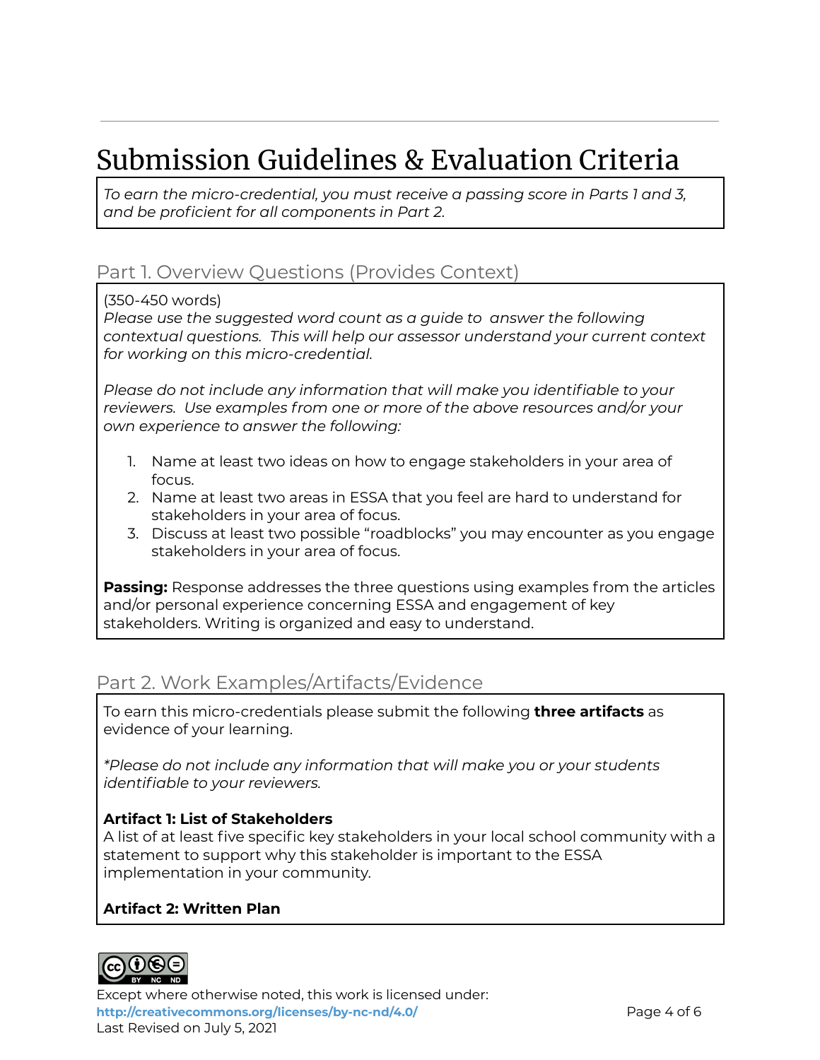# Submission Guidelines & Evaluation Criteria

*To earn the micro-credential, you must receive a passing score in Parts 1 and 3, and be proficient for all components in Part 2.*

## Part 1. Overview Questions (Provides Context)

(350-450 words)

*Please use the suggested word count as a guide to answer the following contextual questions. This will help our assessor understand your current context for working on this micro-credential.*

*Please do not include any information that will make you identifiable to your reviewers. Use examples from one or more of the above resources and/or your own experience to answer the following:*

1. Name at least two ideas on how to engage stakeholders in your area of focus.
2. Name at least two areas in ESSA that you feel are hard to understand for stakeholders in your area of focus.
3. Discuss at least two possible "roadblocks" you may encounter as you engage stakeholders in your area of focus.

**Passing:** Response addresses the three questions using examples from the articles and/or personal experience concerning ESSA and engagement of key stakeholders. Writing is organized and easy to understand.

## Part 2. Work Examples/Artifacts/Evidence

To earn this micro-credentials please submit the following **three artifacts** as evidence of your learning.

*\*Please do not include any information that will make you or your students identifiable to your reviewers.*

**Artifact 1: List of Stakeholders**

A list of at least five specific key stakeholders in your local school community with a statement to support why this stakeholder is important to the ESSA implementation in your community.

**Artifact 2: Written Plan**

Except where otherwise noted, this work is licensed under:
http://creativecommons.org/licenses/by-nc-nd/4.0/
Last Revised on July 5, 2021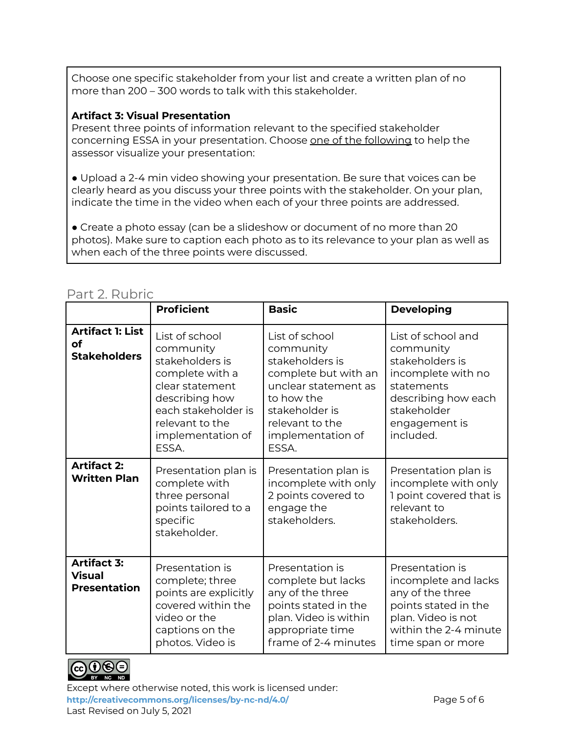Choose one specific stakeholder from your list and create a written plan of no more than 200 – 300 words to talk with this stakeholder.

**Artifact 3: Visual Presentation**
Present three points of information relevant to the specified stakeholder concerning ESSA in your presentation. Choose one of the following to help the assessor visualize your presentation:

- Upload a 2-4 min video showing your presentation. Be sure that voices can be clearly heard as you discuss your three points with the stakeholder. On your plan, indicate the time in the video when each of your three points are addressed.

- Create a photo essay (can be a slideshow or document of no more than 20 photos). Make sure to caption each photo as to its relevance to your plan as well as when each of the three points were discussed.

## Part 2. Rubric

| | **Proficient** | **Basic** | **Developing** |
|---|---|---|---|
| **Artifact 1: List of Stakeholders** | List of school community stakeholders is complete with a clear statement describing how each stakeholder is relevant to the implementation of ESSA. | List of school community stakeholders is complete but with an unclear statement as to how the stakeholder is relevant to the implementation of ESSA. | List of school and community stakeholders is incomplete with no statements describing how each stakeholder engagement is included. |
| **Artifact 2: Written Plan** | Presentation plan is complete with three personal points tailored to a specific stakeholder. | Presentation plan is incomplete with only 2 points covered to engage the stakeholders. | Presentation plan is incomplete with only 1 point covered that is relevant to stakeholders. |
| **Artifact 3: Visual Presentation** | Presentation is complete; three points are explicitly covered within the video or the captions on the photos. Video is | Presentation is complete but lacks any of the three points stated in the plan. Video is within appropriate time frame of 2-4 minutes | Presentation is incomplete and lacks any of the three points stated in the plan. Video is not within the 2-4 minute time span or more |

Except where otherwise noted, this work is licensed under:
http://creativecommons.org/licenses/by-nc-nd/4.0/
Last Revised on July 5, 2021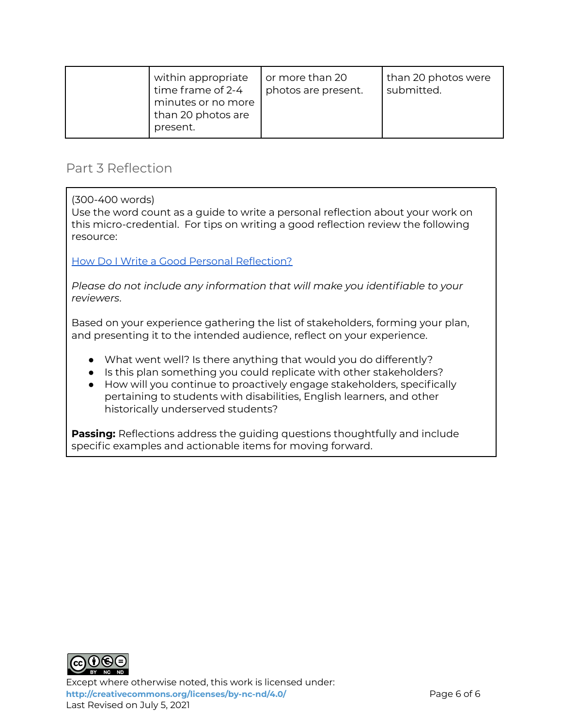| | | | |
|---|---|---|---|
| | within appropriate time frame of 2-4 minutes or no more than 20 photos are present. | or more than 20 photos are present. | than 20 photos were submitted. |

## Part 3 Reflection

| |
|---|
| (300-400 words)<br>Use the word count as a guide to write a personal reflection about your work on this micro-credential. For tips on writing a good reflection review the following resource:<br><br>How Do I Write a Good Personal Reflection?<br><br>*Please do not include any information that will make you identifiable to your reviewers.*<br><br>Based on your experience gathering the list of stakeholders, forming your plan, and presenting it to the intended audience, reflect on your experience.<br><br>• What went well? Is there anything that would you do differently?<br>• Is this plan something you could replicate with other stakeholders?<br>• How will you continue to proactively engage stakeholders, specifically pertaining to students with disabilities, English learners, and other historically underserved students?<br><br>**Passing:** Reflections address the guiding questions thoughtfully and include specific examples and actionable items for moving forward. |

Except where otherwise noted, this work is licensed under:
**http://creativecommons.org/licenses/by-nc-nd/4.0/**
Last Revised on July 5, 2021